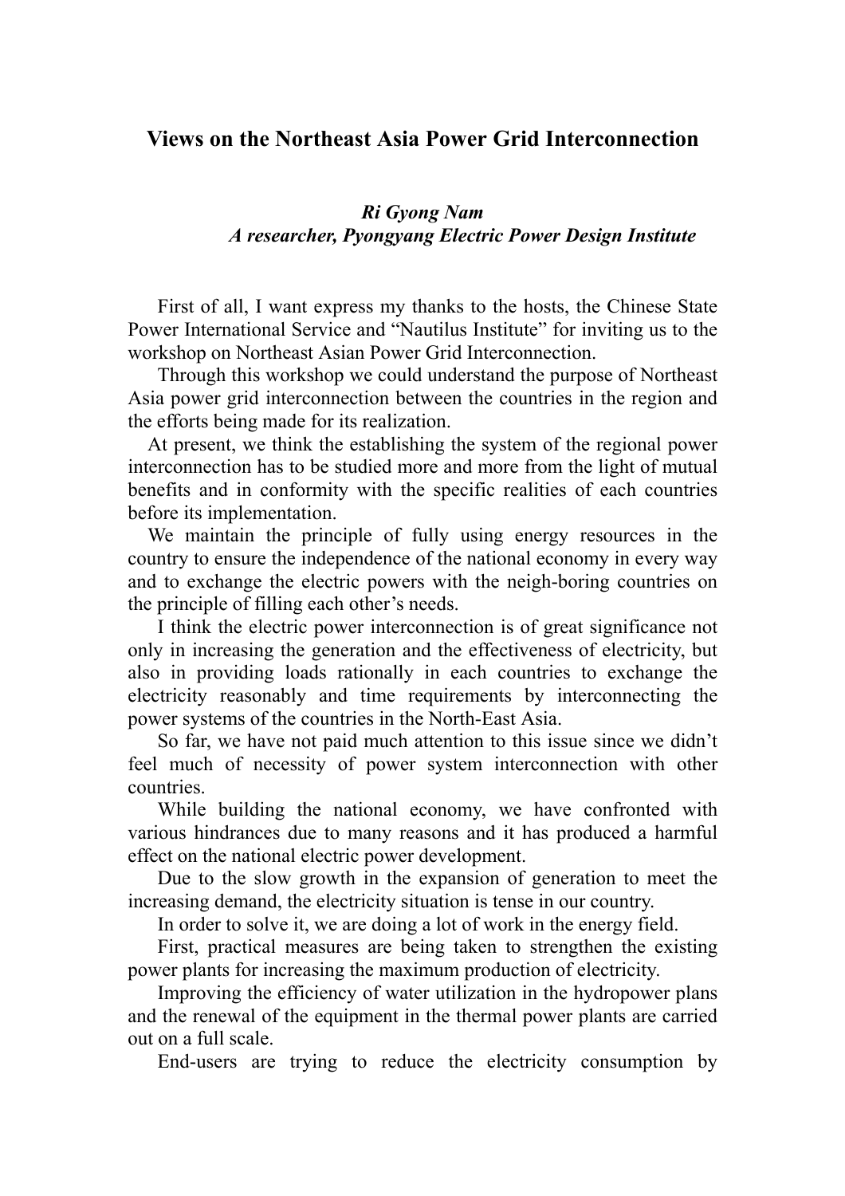# Views on the Northeast Asia Power Grid Interconnection

***Ri Gyong Nam***
***A researcher, Pyongyang Electric Power Design Institute***

First of all, I want express my thanks to the hosts, the Chinese State Power International Service and "Nautilus Institute" for inviting us to the workshop on Northeast Asian Power Grid Interconnection.

Through this workshop we could understand the purpose of Northeast Asia power grid interconnection between the countries in the region and the efforts being made for its realization.

At present, we think the establishing the system of the regional power interconnection has to be studied more and more from the light of mutual benefits and in conformity with the specific realities of each countries before its implementation.

We maintain the principle of fully using energy resources in the country to ensure the independence of the national economy in every way and to exchange the electric powers with the neigh-boring countries on the principle of filling each other's needs.

I think the electric power interconnection is of great significance not only in increasing the generation and the effectiveness of electricity, but also in providing loads rationally in each countries to exchange the electricity reasonably and time requirements by interconnecting the power systems of the countries in the North-East Asia.

So far, we have not paid much attention to this issue since we didn't feel much of necessity of power system interconnection with other countries.

While building the national economy, we have confronted with various hindrances due to many reasons and it has produced a harmful effect on the national electric power development.

Due to the slow growth in the expansion of generation to meet the increasing demand, the electricity situation is tense in our country.

In order to solve it, we are doing a lot of work in the energy field.

First, practical measures are being taken to strengthen the existing power plants for increasing the maximum production of electricity.

Improving the efficiency of water utilization in the hydropower plans and the renewal of the equipment in the thermal power plants are carried out on a full scale.

End-users are trying to reduce the electricity consumption by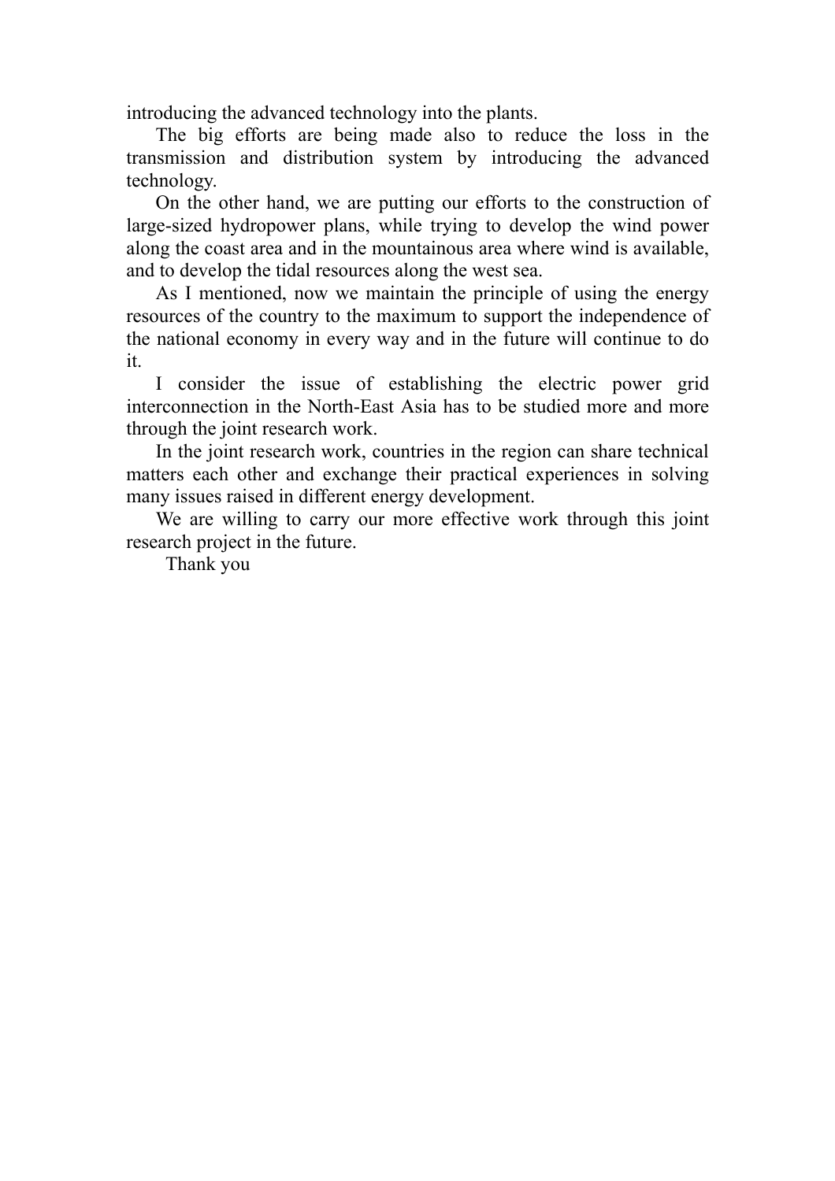introducing the advanced technology into the plants.

The big efforts are being made also to reduce the loss in the transmission and distribution system by introducing the advanced technology.

On the other hand, we are putting our efforts to the construction of large-sized hydropower plans, while trying to develop the wind power along the coast area and in the mountainous area where wind is available, and to develop the tidal resources along the west sea.

As I mentioned, now we maintain the principle of using the energy resources of the country to the maximum to support the independence of the national economy in every way and in the future will continue to do it.

I consider the issue of establishing the electric power grid interconnection in the North-East Asia has to be studied more and more through the joint research work.

In the joint research work, countries in the region can share technical matters each other and exchange their practical experiences in solving many issues raised in different energy development.

We are willing to carry our more effective work through this joint research project in the future.

Thank you